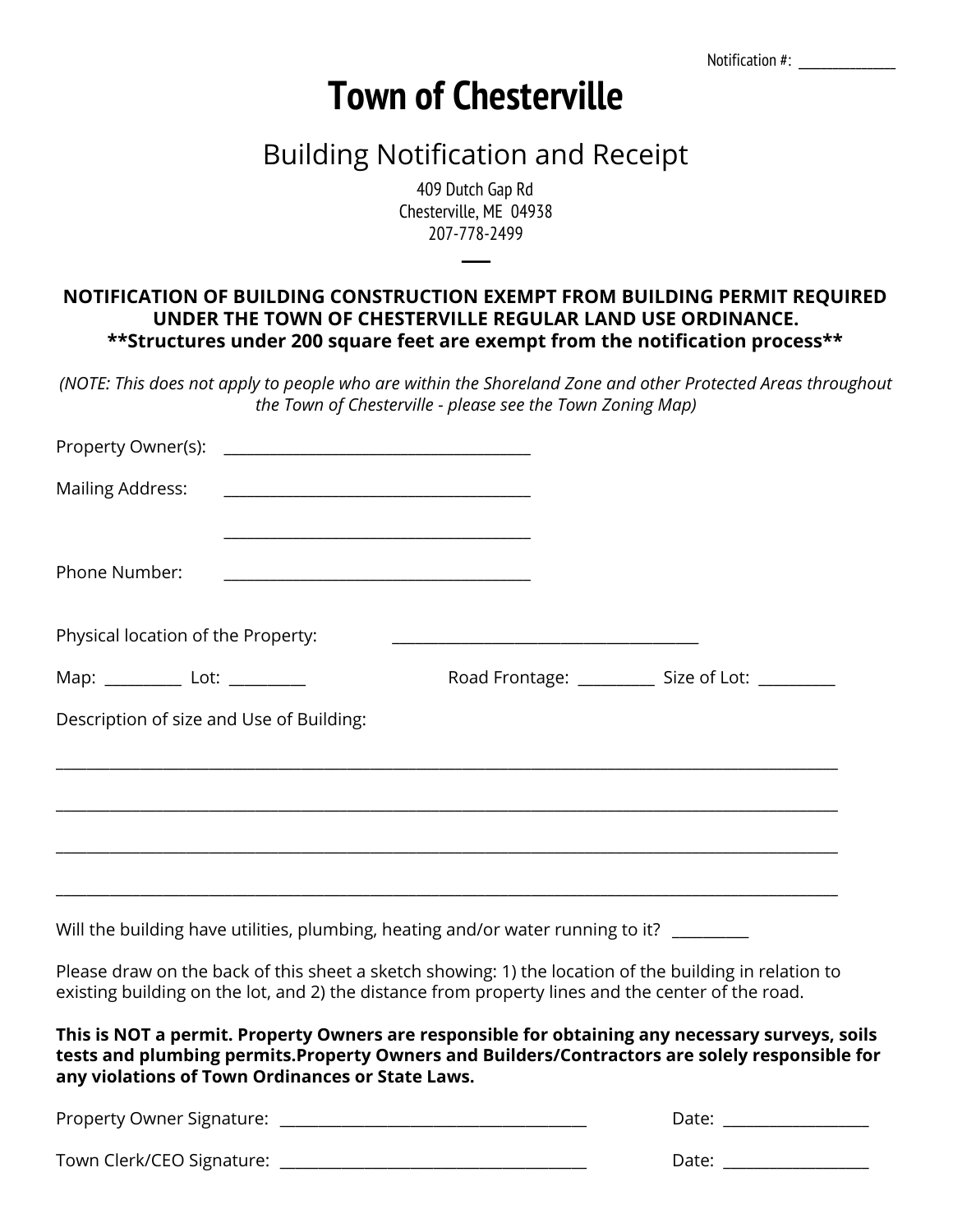Notification #: ______________

# Town of Chesterville

## Building Notification and Receipt

409 Dutch Gap Rd
Chesterville, ME 04938
207-778-2499

**NOTIFICATION OF BUILDING CONSTRUCTION EXEMPT FROM BUILDING PERMIT REQUIRED UNDER THE TOWN OF CHESTERVILLE REGULAR LAND USE ORDINANCE.**
**\*\*Structures under 200 square feet are exempt from the notification process\*\***

*(NOTE: This does not apply to people who are within the Shoreland Zone and other Protected Areas throughout the Town of Chesterville - please see the Town Zoning Map)*

Property Owner(s): ______________________________________

Mailing Address: ______________________________________

______________________________________

Phone Number: ______________________________________

Physical location of the Property: ______________________________________

Map: __________ Lot: __________ Road Frontage: __________ Size of Lot: __________

Description of size and Use of Building:

_______________________________________________________________________________________________

_______________________________________________________________________________________________

_______________________________________________________________________________________________

_______________________________________________________________________________________________

Will the building have utilities, plumbing, heating and/or water running to it? __________

Please draw on the back of this sheet a sketch showing: 1) the location of the building in relation to existing building on the lot, and 2) the distance from property lines and the center of the road.

**This is NOT a permit. Property Owners are responsible for obtaining any necessary surveys, soils tests and plumbing permits.Property Owners and Builders/Contractors are solely responsible for any violations of Town Ordinances or State Laws.**

Property Owner Signature: ______________________________________ Date: __________________

Town Clerk/CEO Signature: ______________________________________ Date: __________________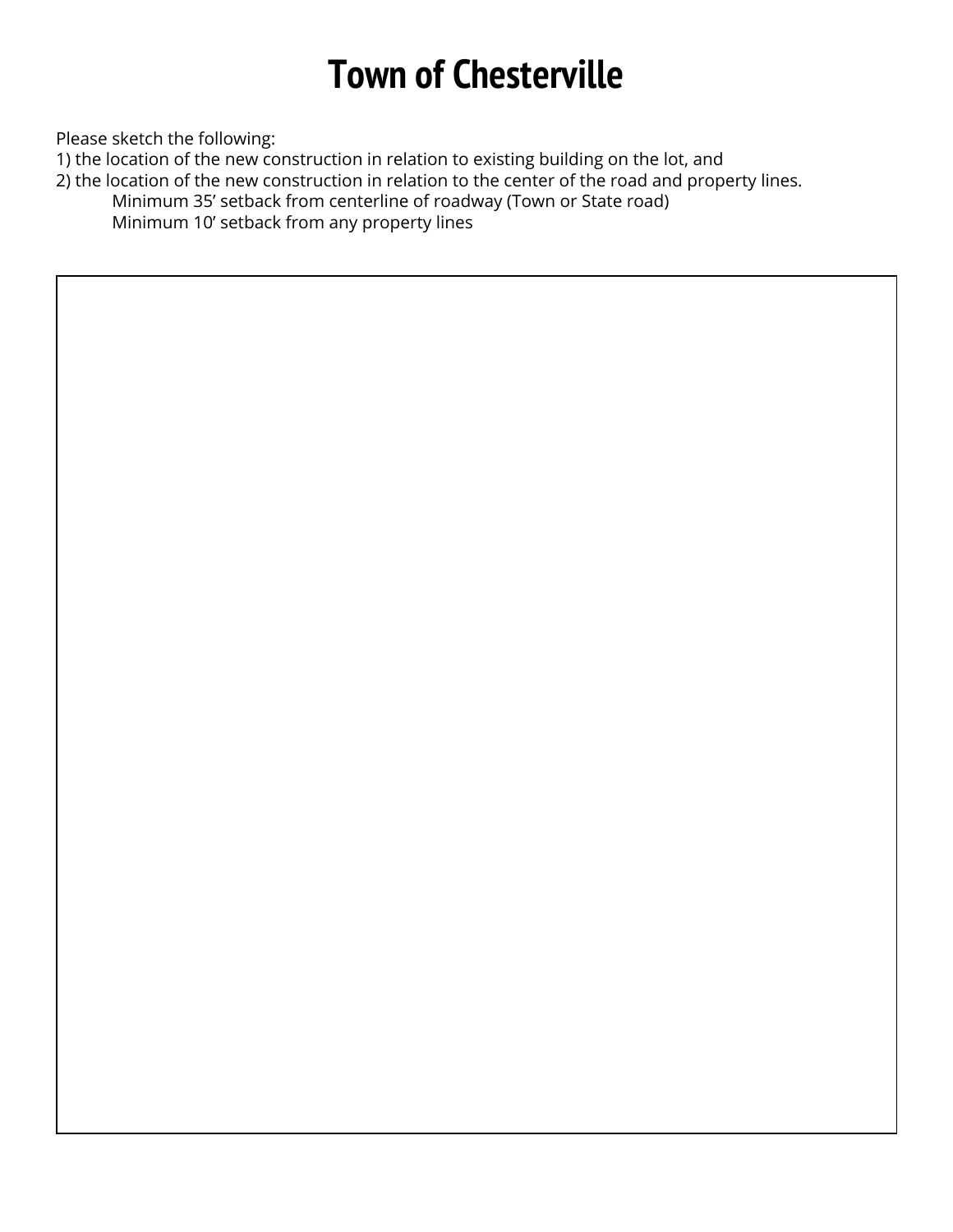# Town of Chesterville

Please sketch the following:

1) the location of the new construction in relation to existing building on the lot, and
2) the location of the new construction in relation to the center of the road and property lines.

   Minimum 35' setback from centerline of roadway (Town or State road)

   Minimum 10' setback from any property lines